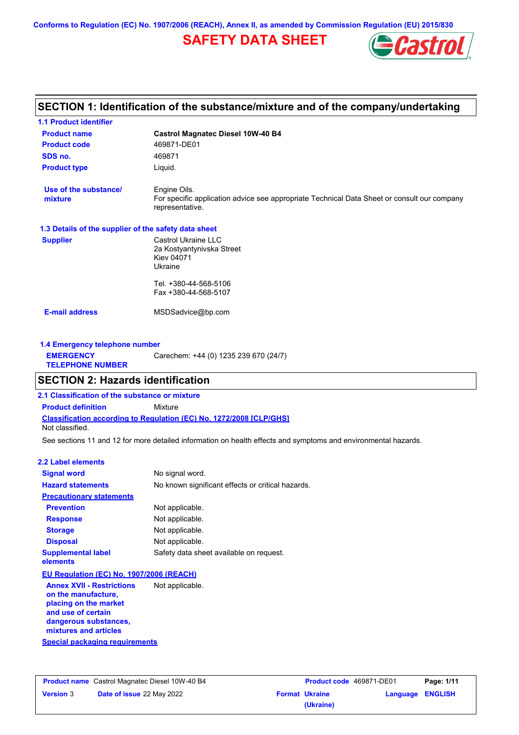Conforms to Regulation (EC) No. 1907/2006 (REACH), Annex II, as amended by Commission Regulation (EU) 2015/830

# SAFETY DATA SHEET

## SECTION 1: Identification of the substance/mixture and of the company/undertaking

### 1.1 Product identifier

| | |
|---|---|
| **Product name** | **Castrol Magnatec Diesel 10W-40 B4** |
| **Product code** | 469871-DE01 |
| **SDS no.** | 469871 |
| **Product type** | Liquid. |
| **Use of the substance/ mixture** | Engine Oils. For specific application advice see appropriate Technical Data Sheet or consult our company representative. |

### 1.3 Details of the supplier of the safety data sheet

**Supplier**

Castrol Ukraine LLC
2a Kostyantynivska Street
Kiev 04071
Ukraine

Tel. +380-44-568-5106
Fax +380-44-568-5107

**E-mail address** MSDSadvice@bp.com

### 1.4 Emergency telephone number

**EMERGENCY TELEPHONE NUMBER** Carechem: +44 (0) 1235 239 670 (24/7)

## SECTION 2: Hazards identification

### 2.1 Classification of the substance or mixture

**Product definition** Mixture

**Classification according to Regulation (EC) No. 1272/2008 [CLP/GHS]**

Not classified.

See sections 11 and 12 for more detailed information on health effects and symptoms and environmental hazards.

### 2.2 Label elements

| | |
|---|---|
| **Signal word** | No signal word. |
| **Hazard statements** | No known significant effects or critical hazards. |

**Precautionary statements**

| | |
|---|---|
| **Prevention** | Not applicable. |
| **Response** | Not applicable. |
| **Storage** | Not applicable. |
| **Disposal** | Not applicable. |
| **Supplemental label elements** | Safety data sheet available on request. |

**EU Regulation (EC) No. 1907/2006 (REACH)**

| | |
|---|---|
| **Annex XVII - Restrictions on the manufacture, placing on the market and use of certain dangerous substances, mixtures and articles** | Not applicable. |

**Special packaging requirements**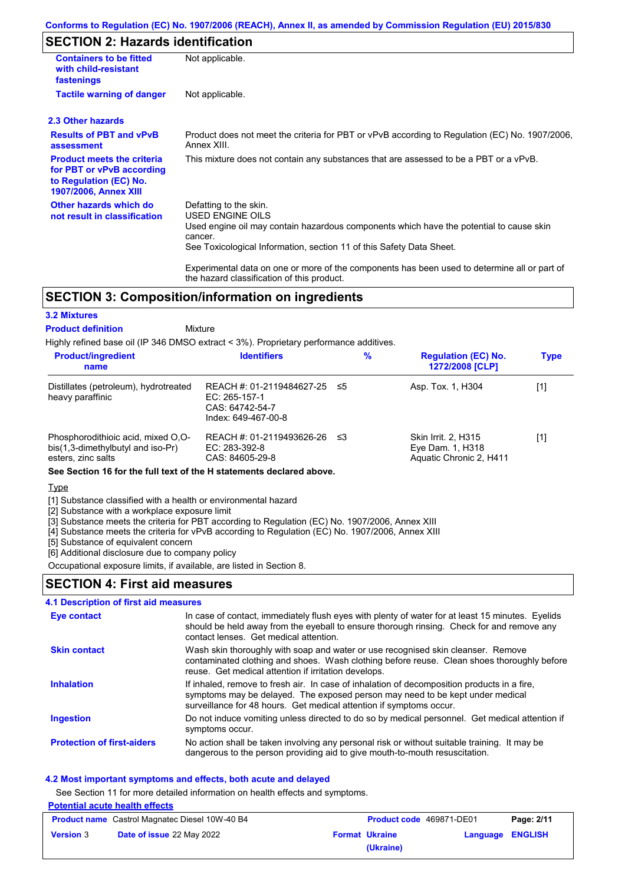Conforms to Regulation (EC) No. 1907/2006 (REACH), Annex II, as amended by Commission Regulation (EU) 2015/830

## SECTION 2: Hazards identification

| | |
|---|---|
| **Containers to be fitted with child-resistant fastenings** | Not applicable. |
| **Tactile warning of danger** | Not applicable. |

### 2.3 Other hazards

| | |
|---|---|
| **Results of PBT and vPvB assessment** | Product does not meet the criteria for PBT or vPvB according to Regulation (EC) No. 1907/2006, Annex XIII. |
| **Product meets the criteria for PBT or vPvB according to Regulation (EC) No. 1907/2006, Annex XIII** | This mixture does not contain any substances that are assessed to be a PBT or a vPvB. |
| **Other hazards which do not result in classification** | Defatting to the skin. USED ENGINE OILS Used engine oil may contain hazardous components which have the potential to cause skin cancer. See Toxicological Information, section 11 of this Safety Data Sheet. Experimental data on one or more of the components has been used to determine all or part of the hazard classification of this product. |

## SECTION 3: Composition/information on ingredients

### 3.2 Mixtures

**Product definition** Mixture

Highly refined base oil (IP 346 DMSO extract < 3%). Proprietary performance additives.

| Product/ingredient name | Identifiers | % | Regulation (EC) No. 1272/2008 [CLP] | Type |
|---|---|---|---|---|
| Distillates (petroleum), hydrotreated heavy paraffinic | REACH #: 01-2119484627-25<br>EC: 265-157-1<br>CAS: 64742-54-7<br>Index: 649-467-00-8 | ≤5 | Asp. Tox. 1, H304 | [1] |
| Phosphorodithioic acid, mixed O,O-bis(1,3-dimethylbutyl and iso-Pr) esters, zinc salts | REACH #: 01-2119493626-26<br>EC: 283-392-8<br>CAS: 84605-29-8 | ≤3 | Skin Irrit. 2, H315<br>Eye Dam. 1, H318<br>Aquatic Chronic 2, H411 | [1] |

**See Section 16 for the full text of the H statements declared above.**

Type

[1] Substance classified with a health or environmental hazard
[2] Substance with a workplace exposure limit
[3] Substance meets the criteria for PBT according to Regulation (EC) No. 1907/2006, Annex XIII
[4] Substance meets the criteria for vPvB according to Regulation (EC) No. 1907/2006, Annex XIII
[5] Substance of equivalent concern
[6] Additional disclosure due to company policy

Occupational exposure limits, if available, are listed in Section 8.

## SECTION 4: First aid measures

### 4.1 Description of first aid measures

| | |
|---|---|
| **Eye contact** | In case of contact, immediately flush eyes with plenty of water for at least 15 minutes. Eyelids should be held away from the eyeball to ensure thorough rinsing. Check for and remove any contact lenses. Get medical attention. |
| **Skin contact** | Wash skin thoroughly with soap and water or use recognised skin cleanser. Remove contaminated clothing and shoes. Wash clothing before reuse. Clean shoes thoroughly before reuse. Get medical attention if irritation develops. |
| **Inhalation** | If inhaled, remove to fresh air. In case of inhalation of decomposition products in a fire, symptoms may be delayed. The exposed person may need to be kept under medical surveillance for 48 hours. Get medical attention if symptoms occur. |
| **Ingestion** | Do not induce vomiting unless directed to do so by medical personnel. Get medical attention if symptoms occur. |
| **Protection of first-aiders** | No action shall be taken involving any personal risk or without suitable training. It may be dangerous to the person providing aid to give mouth-to-mouth resuscitation. |

### 4.2 Most important symptoms and effects, both acute and delayed

See Section 11 for more detailed information on health effects and symptoms.

Potential acute health effects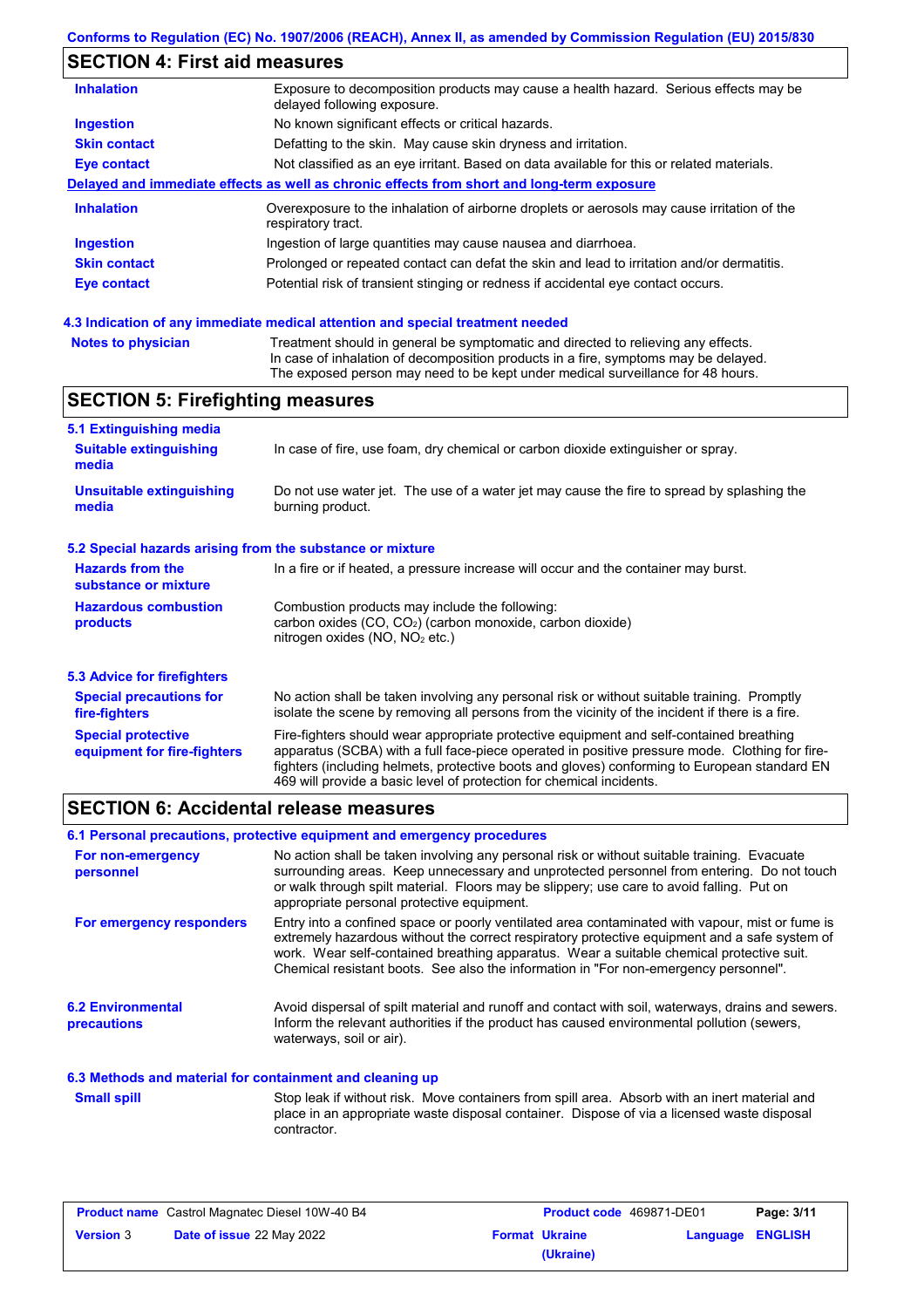## SECTION 4: First aid measures

| | |
|---|---|
| **Inhalation** | Exposure to decomposition products may cause a health hazard. Serious effects may be delayed following exposure. |
| **Ingestion** | No known significant effects or critical hazards. |
| **Skin contact** | Defatting to the skin. May cause skin dryness and irritation. |
| **Eye contact** | Not classified as an eye irritant. Based on data available for this or related materials. |

**Delayed and immediate effects as well as chronic effects from short and long-term exposure**

| | |
|---|---|
| **Inhalation** | Overexposure to the inhalation of airborne droplets or aerosols may cause irritation of the respiratory tract. |
| **Ingestion** | Ingestion of large quantities may cause nausea and diarrhoea. |
| **Skin contact** | Prolonged or repeated contact can defat the skin and lead to irritation and/or dermatitis. |
| **Eye contact** | Potential risk of transient stinging or redness if accidental eye contact occurs. |

### 4.3 Indication of any immediate medical attention and special treatment needed

| | |
|---|---|
| **Notes to physician** | Treatment should in general be symptomatic and directed to relieving any effects. In case of inhalation of decomposition products in a fire, symptoms may be delayed. The exposed person may need to be kept under medical surveillance for 48 hours. |

## SECTION 5: Firefighting measures

### 5.1 Extinguishing media

| | |
|---|---|
| **Suitable extinguishing media** | In case of fire, use foam, dry chemical or carbon dioxide extinguisher or spray. |
| **Unsuitable extinguishing media** | Do not use water jet. The use of a water jet may cause the fire to spread by splashing the burning product. |

### 5.2 Special hazards arising from the substance or mixture

| | |
|---|---|
| **Hazards from the substance or mixture** | In a fire or if heated, a pressure increase will occur and the container may burst. |
| **Hazardous combustion products** | Combustion products may include the following: carbon oxides (CO, $CO_2$) (carbon monoxide, carbon dioxide) nitrogen oxides (NO, $NO_2$ etc.) |

### 5.3 Advice for firefighters

| | |
|---|---|
| **Special precautions for fire-fighters** | No action shall be taken involving any personal risk or without suitable training. Promptly isolate the scene by removing all persons from the vicinity of the incident if there is a fire. |
| **Special protective equipment for fire-fighters** | Fire-fighters should wear appropriate protective equipment and self-contained breathing apparatus (SCBA) with a full face-piece operated in positive pressure mode. Clothing for fire-fighters (including helmets, protective boots and gloves) conforming to European standard EN 469 will provide a basic level of protection for chemical incidents. |

## SECTION 6: Accidental release measures

### 6.1 Personal precautions, protective equipment and emergency procedures

| | |
|---|---|
| **For non-emergency personnel** | No action shall be taken involving any personal risk or without suitable training. Evacuate surrounding areas. Keep unnecessary and unprotected personnel from entering. Do not touch or walk through spilt material. Floors may be slippery; use care to avoid falling. Put on appropriate personal protective equipment. |
| **For emergency responders** | Entry into a confined space or poorly ventilated area contaminated with vapour, mist or fume is extremely hazardous without the correct respiratory protective equipment and a safe system of work. Wear self-contained breathing apparatus. Wear a suitable chemical protective suit. Chemical resistant boots. See also the information in "For non-emergency personnel". |

| | |
|---|---|
| **6.2 Environmental precautions** | Avoid dispersal of spilt material and runoff and contact with soil, waterways, drains and sewers. Inform the relevant authorities if the product has caused environmental pollution (sewers, waterways, soil or air). |

### 6.3 Methods and material for containment and cleaning up

| | |
|---|---|
| **Small spill** | Stop leak if without risk. Move containers from spill area. Absorb with an inert material and place in an appropriate waste disposal container. Dispose of via a licensed waste disposal contractor. |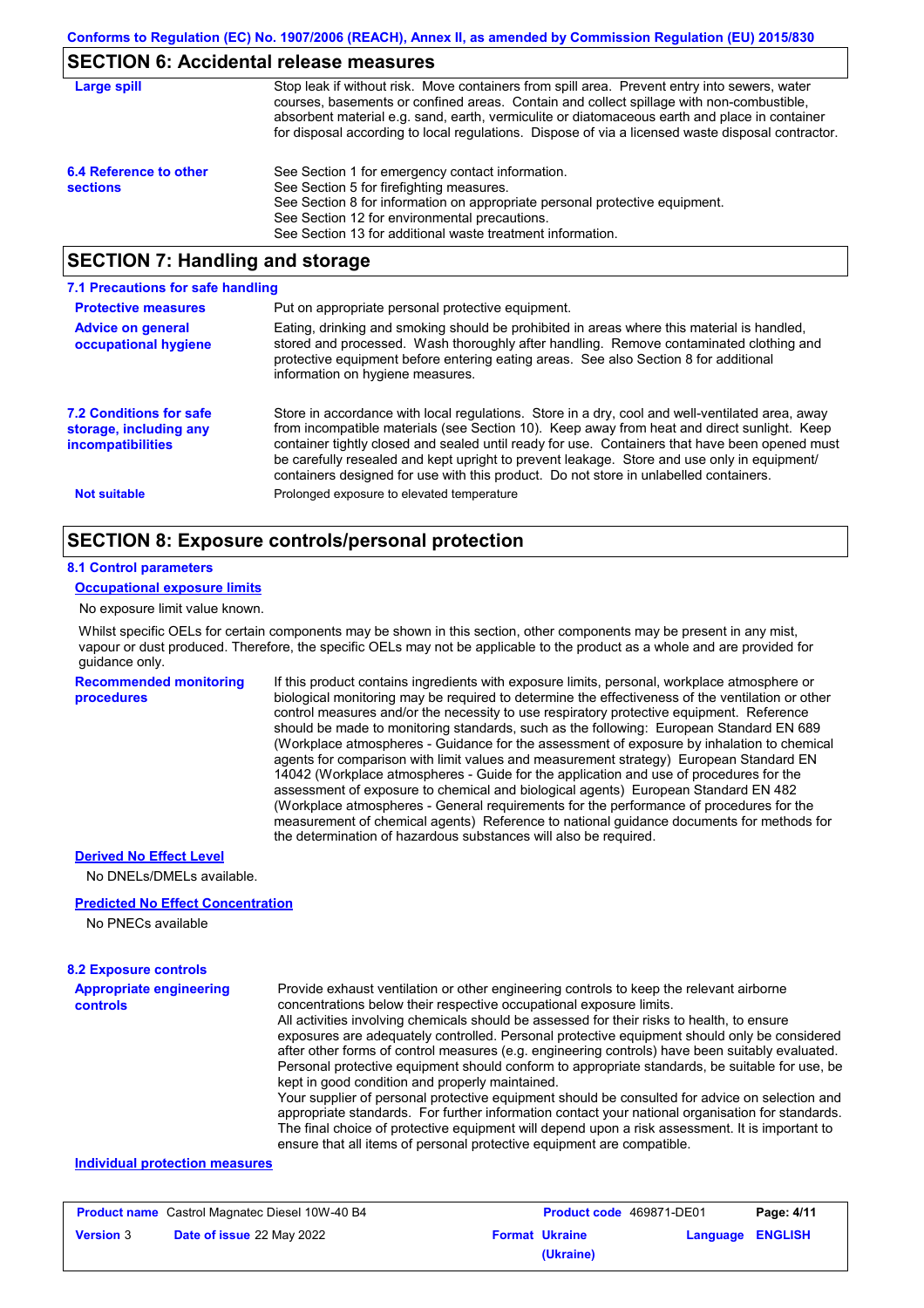## SECTION 6: Accidental release measures

**Large spill**

Stop leak if without risk. Move containers from spill area. Prevent entry into sewers, water courses, basements or confined areas. Contain and collect spillage with non-combustible, absorbent material e.g. sand, earth, vermiculite or diatomaceous earth and place in container for disposal according to local regulations. Dispose of via a licensed waste disposal contractor.

**6.4 Reference to other sections**

See Section 1 for emergency contact information.
See Section 5 for firefighting measures.
See Section 8 for information on appropriate personal protective equipment.
See Section 12 for environmental precautions.
See Section 13 for additional waste treatment information.

## SECTION 7: Handling and storage

### 7.1 Precautions for safe handling

**Protective measures**

Put on appropriate personal protective equipment.

**Advice on general occupational hygiene**

Eating, drinking and smoking should be prohibited in areas where this material is handled, stored and processed. Wash thoroughly after handling. Remove contaminated clothing and protective equipment before entering eating areas. See also Section 8 for additional information on hygiene measures.

**7.2 Conditions for safe storage, including any incompatibilities**

Store in accordance with local regulations. Store in a dry, cool and well-ventilated area, away from incompatible materials (see Section 10). Keep away from heat and direct sunlight. Keep container tightly closed and sealed until ready for use. Containers that have been opened must be carefully resealed and kept upright to prevent leakage. Store and use only in equipment/ containers designed for use with this product. Do not store in unlabelled containers.

**Not suitable**

Prolonged exposure to elevated temperature

## SECTION 8: Exposure controls/personal protection

### 8.1 Control parameters

**Occupational exposure limits**

No exposure limit value known.

Whilst specific OELs for certain components may be shown in this section, other components may be present in any mist, vapour or dust produced. Therefore, the specific OELs may not be applicable to the product as a whole and are provided for guidance only.

**Recommended monitoring procedures**

If this product contains ingredients with exposure limits, personal, workplace atmosphere or biological monitoring may be required to determine the effectiveness of the ventilation or other control measures and/or the necessity to use respiratory protective equipment. Reference should be made to monitoring standards, such as the following: European Standard EN 689 (Workplace atmospheres - Guidance for the assessment of exposure by inhalation to chemical agents for comparison with limit values and measurement strategy) European Standard EN 14042 (Workplace atmospheres - Guide for the application and use of procedures for the assessment of exposure to chemical and biological agents) European Standard EN 482 (Workplace atmospheres - General requirements for the performance of procedures for the measurement of chemical agents) Reference to national guidance documents for methods for the determination of hazardous substances will also be required.

**Derived No Effect Level**

No DNELs/DMELs available.

**Predicted No Effect Concentration**

No PNECs available

### 8.2 Exposure controls

**Appropriate engineering controls**

Provide exhaust ventilation or other engineering controls to keep the relevant airborne concentrations below their respective occupational exposure limits.
All activities involving chemicals should be assessed for their risks to health, to ensure exposures are adequately controlled. Personal protective equipment should only be considered after other forms of control measures (e.g. engineering controls) have been suitably evaluated. Personal protective equipment should conform to appropriate standards, be suitable for use, be kept in good condition and properly maintained.
Your supplier of personal protective equipment should be consulted for advice on selection and appropriate standards. For further information contact your national organisation for standards. The final choice of protective equipment will depend upon a risk assessment. It is important to ensure that all items of personal protective equipment are compatible.

**Individual protection measures**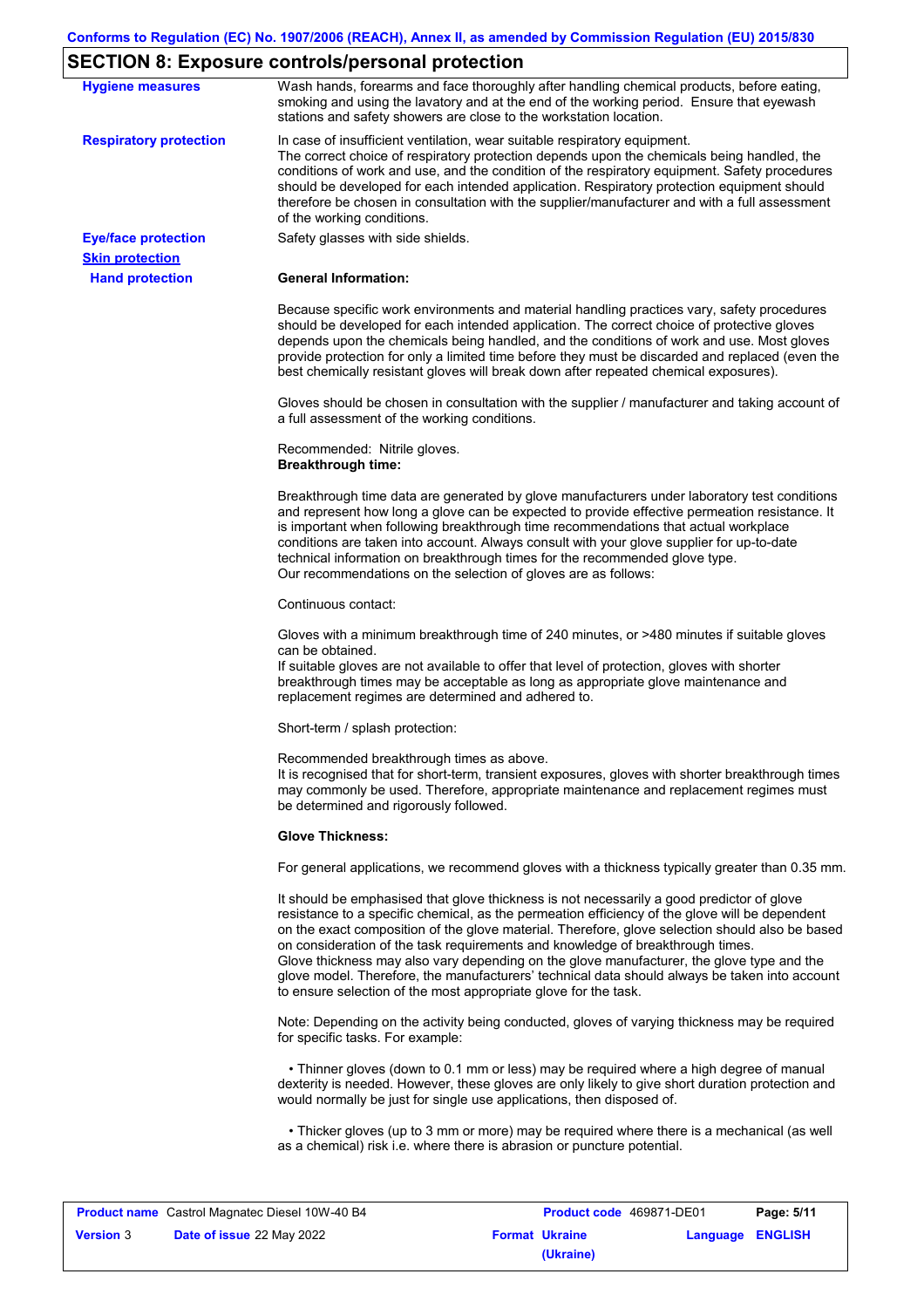## SECTION 8: Exposure controls/personal protection

**Hygiene measures**

Wash hands, forearms and face thoroughly after handling chemical products, before eating, smoking and using the lavatory and at the end of the working period. Ensure that eyewash stations and safety showers are close to the workstation location.

**Respiratory protection**

In case of insufficient ventilation, wear suitable respiratory equipment.
The correct choice of respiratory protection depends upon the chemicals being handled, the conditions of work and use, and the condition of the respiratory equipment. Safety procedures should be developed for each intended application. Respiratory protection equipment should therefore be chosen in consultation with the supplier/manufacturer and with a full assessment of the working conditions.

**Eye/face protection**

Safety glasses with side shields.

**Skin protection**

**Hand protection**

**General Information:**

Because specific work environments and material handling practices vary, safety procedures should be developed for each intended application. The correct choice of protective gloves depends upon the chemicals being handled, and the conditions of work and use. Most gloves provide protection for only a limited time before they must be discarded and replaced (even the best chemically resistant gloves will break down after repeated chemical exposures).

Gloves should be chosen in consultation with the supplier / manufacturer and taking account of a full assessment of the working conditions.

Recommended: Nitrile gloves.
**Breakthrough time:**

Breakthrough time data are generated by glove manufacturers under laboratory test conditions and represent how long a glove can be expected to provide effective permeation resistance. It is important when following breakthrough time recommendations that actual workplace conditions are taken into account. Always consult with your glove supplier for up-to-date technical information on breakthrough times for the recommended glove type.
Our recommendations on the selection of gloves are as follows:

Continuous contact:

Gloves with a minimum breakthrough time of 240 minutes, or >480 minutes if suitable gloves can be obtained.
If suitable gloves are not available to offer that level of protection, gloves with shorter breakthrough times may be acceptable as long as appropriate glove maintenance and replacement regimes are determined and adhered to.

Short-term / splash protection:

Recommended breakthrough times as above.
It is recognised that for short-term, transient exposures, gloves with shorter breakthrough times may commonly be used. Therefore, appropriate maintenance and replacement regimes must be determined and rigorously followed.

**Glove Thickness:**

For general applications, we recommend gloves with a thickness typically greater than 0.35 mm.

It should be emphasised that glove thickness is not necessarily a good predictor of glove resistance to a specific chemical, as the permeation efficiency of the glove will be dependent on the exact composition of the glove material. Therefore, glove selection should also be based on consideration of the task requirements and knowledge of breakthrough times.
Glove thickness may also vary depending on the glove manufacturer, the glove type and the glove model. Therefore, the manufacturers' technical data should always be taken into account to ensure selection of the most appropriate glove for the task.

Note: Depending on the activity being conducted, gloves of varying thickness may be required for specific tasks. For example:

- Thinner gloves (down to 0.1 mm or less) may be required where a high degree of manual dexterity is needed. However, these gloves are only likely to give short duration protection and would normally be just for single use applications, then disposed of.

- Thicker gloves (up to 3 mm or more) may be required where there is a mechanical (as well as a chemical) risk i.e. where there is abrasion or puncture potential.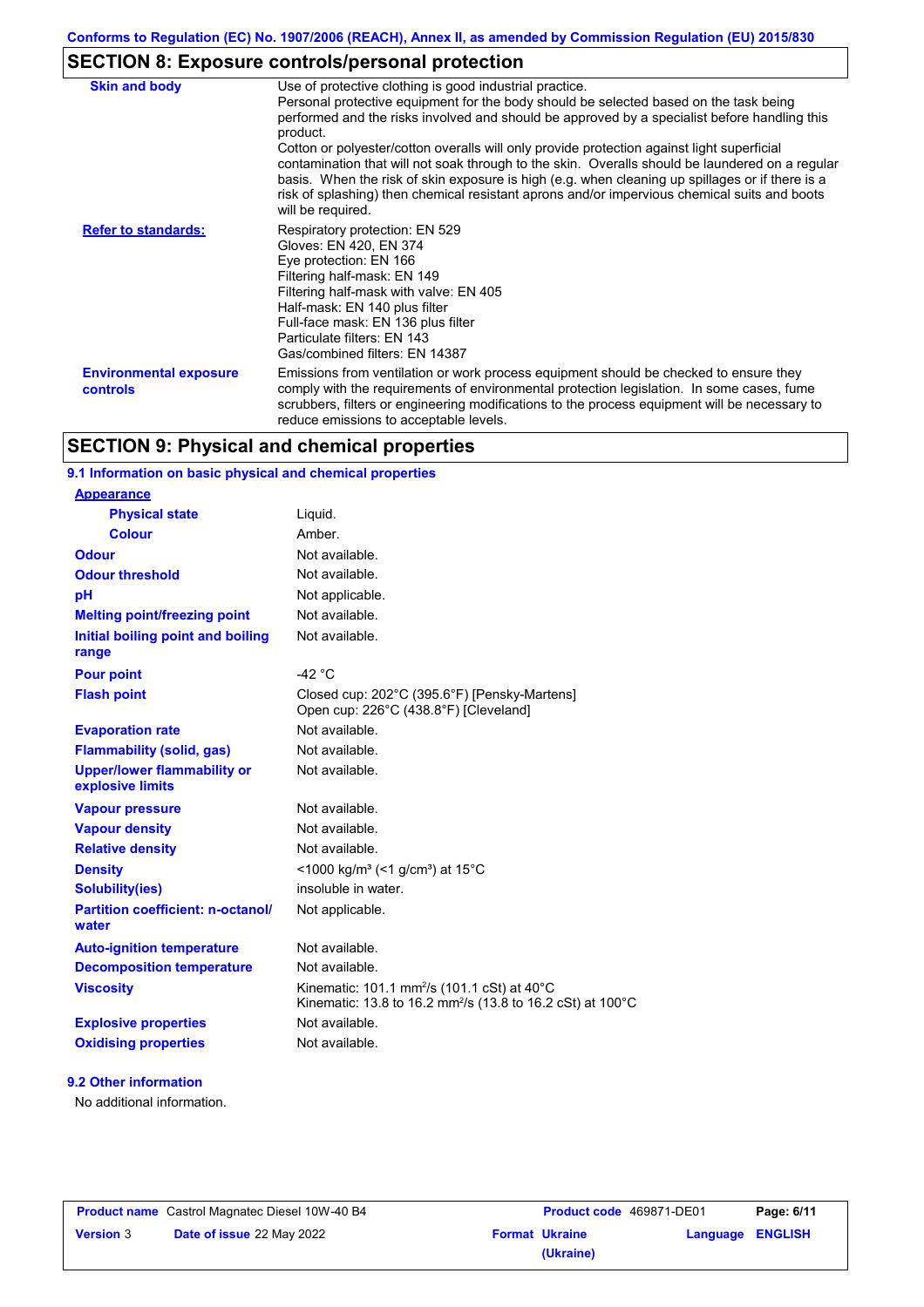## SECTION 8: Exposure controls/personal protection

| | |
|---|---|
| **Skin and body** | Use of protective clothing is good industrial practice. Personal protective equipment for the body should be selected based on the task being performed and the risks involved and should be approved by a specialist before handling this product. Cotton or polyester/cotton overalls will only provide protection against light superficial contamination that will not soak through to the skin. Overalls should be laundered on a regular basis. When the risk of skin exposure is high (e.g. when cleaning up spillages or if there is a risk of splashing) then chemical resistant aprons and/or impervious chemical suits and boots will be required. |
| **Refer to standards:** | Respiratory protection: EN 529<br>Gloves: EN 420, EN 374<br>Eye protection: EN 166<br>Filtering half-mask: EN 149<br>Filtering half-mask with valve: EN 405<br>Half-mask: EN 140 plus filter<br>Full-face mask: EN 136 plus filter<br>Particulate filters: EN 143<br>Gas/combined filters: EN 14387 |
| **Environmental exposure controls** | Emissions from ventilation or work process equipment should be checked to ensure they comply with the requirements of environmental protection legislation. In some cases, fume scrubbers, filters or engineering modifications to the process equipment will be necessary to reduce emissions to acceptable levels. |

## SECTION 9: Physical and chemical properties

### 9.1 Information on basic physical and chemical properties

| | |
|---|---|
| **Appearance** | |
| **Physical state** | Liquid. |
| **Colour** | Amber. |
| **Odour** | Not available. |
| **Odour threshold** | Not available. |
| **pH** | Not applicable. |
| **Melting point/freezing point** | Not available. |
| **Initial boiling point and boiling range** | Not available. |
| **Pour point** | -42 °C |
| **Flash point** | Closed cup: 202°C (395.6°F) [Pensky-Martens]<br>Open cup: 226°C (438.8°F) [Cleveland] |
| **Evaporation rate** | Not available. |
| **Flammability (solid, gas)** | Not available. |
| **Upper/lower flammability or explosive limits** | Not available. |
| **Vapour pressure** | Not available. |
| **Vapour density** | Not available. |
| **Relative density** | Not available. |
| **Density** | <1000 kg/m³ (<1 g/cm³) at 15°C |
| **Solubility(ies)** | insoluble in water. |
| **Partition coefficient: n-octanol/water** | Not applicable. |
| **Auto-ignition temperature** | Not available. |
| **Decomposition temperature** | Not available. |
| **Viscosity** | Kinematic: 101.1 mm²/s (101.1 cSt) at 40°C<br>Kinematic: 13.8 to 16.2 mm²/s (13.8 to 16.2 cSt) at 100°C |
| **Explosive properties** | Not available. |
| **Oxidising properties** | Not available. |

### 9.2 Other information

No additional information.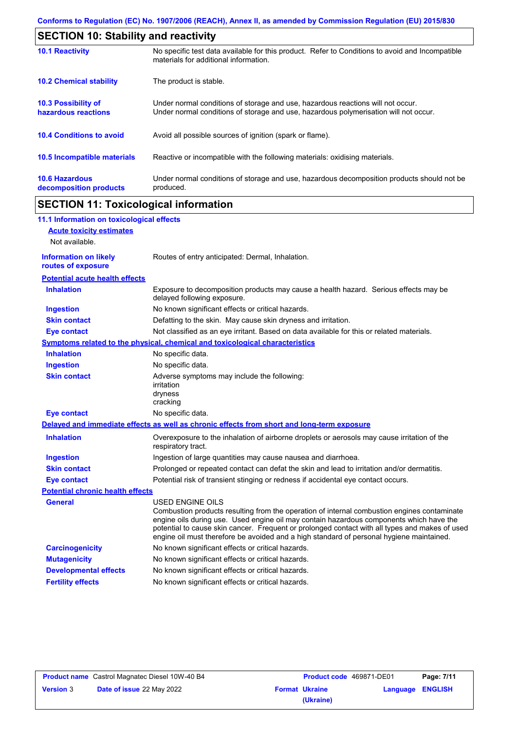## SECTION 10: Stability and reactivity

| | |
|---|---|
| **10.1 Reactivity** | No specific test data available for this product. Refer to Conditions to avoid and Incompatible materials for additional information. |
| **10.2 Chemical stability** | The product is stable. |
| **10.3 Possibility of hazardous reactions** | Under normal conditions of storage and use, hazardous reactions will not occur. Under normal conditions of storage and use, hazardous polymerisation will not occur. |
| **10.4 Conditions to avoid** | Avoid all possible sources of ignition (spark or flame). |
| **10.5 Incompatible materials** | Reactive or incompatible with the following materials: oxidising materials. |
| **10.6 Hazardous decomposition products** | Under normal conditions of storage and use, hazardous decomposition products should not be produced. |

## SECTION 11: Toxicological information

### 11.1 Information on toxicological effects

**Acute toxicity estimates**

Not available.

**Information on likely routes of exposure**: Routes of entry anticipated: Dermal, Inhalation.

**Potential acute health effects**

| | |
|---|---|
| **Inhalation** | Exposure to decomposition products may cause a health hazard. Serious effects may be delayed following exposure. |
| **Ingestion** | No known significant effects or critical hazards. |
| **Skin contact** | Defatting to the skin. May cause skin dryness and irritation. |
| **Eye contact** | Not classified as an eye irritant. Based on data available for this or related materials. |

**Symptoms related to the physical, chemical and toxicological characteristics**

| | |
|---|---|
| **Inhalation** | No specific data. |
| **Ingestion** | No specific data. |
| **Skin contact** | Adverse symptoms may include the following:<br>irritation<br>dryness<br>cracking |
| **Eye contact** | No specific data. |

**Delayed and immediate effects as well as chronic effects from short and long-term exposure**

| | |
|---|---|
| **Inhalation** | Overexposure to the inhalation of airborne droplets or aerosols may cause irritation of the respiratory tract. |
| **Ingestion** | Ingestion of large quantities may cause nausea and diarrhoea. |
| **Skin contact** | Prolonged or repeated contact can defat the skin and lead to irritation and/or dermatitis. |
| **Eye contact** | Potential risk of transient stinging or redness if accidental eye contact occurs. |

**Potential chronic health effects**

| | |
|---|---|
| **General** | USED ENGINE OILS<br>Combustion products resulting from the operation of internal combustion engines contaminate engine oils during use. Used engine oil may contain hazardous components which have the potential to cause skin cancer. Frequent or prolonged contact with all types and makes of used engine oil must therefore be avoided and a high standard of personal hygiene maintained. |
| **Carcinogenicity** | No known significant effects or critical hazards. |
| **Mutagenicity** | No known significant effects or critical hazards. |
| **Developmental effects** | No known significant effects or critical hazards. |
| **Fertility effects** | No known significant effects or critical hazards. |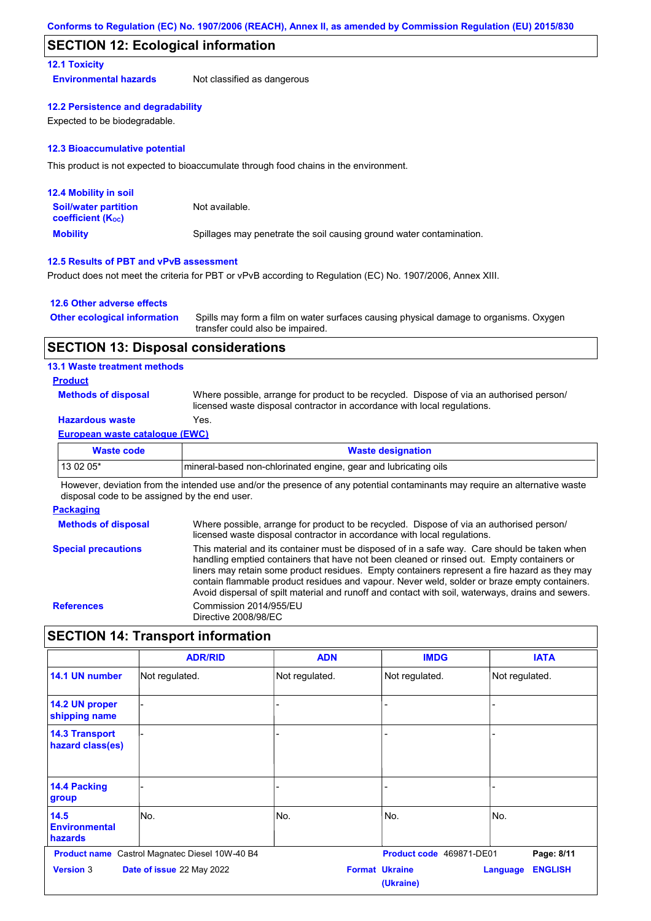Conforms to Regulation (EC) No. 1907/2006 (REACH), Annex II, as amended by Commission Regulation (EU) 2015/830

## SECTION 12: Ecological information

### 12.1 Toxicity

**Environmental hazards** Not classified as dangerous

### 12.2 Persistence and degradability

Expected to be biodegradable.

### 12.3 Bioaccumulative potential

This product is not expected to bioaccumulate through food chains in the environment.

### 12.4 Mobility in soil

**Soil/water partition coefficient ($K_{OC}$)** Not available.

**Mobility** Spillages may penetrate the soil causing ground water contamination.

### 12.5 Results of PBT and vPvB assessment

Product does not meet the criteria for PBT or vPvB according to Regulation (EC) No. 1907/2006, Annex XIII.

### 12.6 Other adverse effects

**Other ecological information** Spills may form a film on water surfaces causing physical damage to organisms. Oxygen transfer could also be impaired.

## SECTION 13: Disposal considerations

### 13.1 Waste treatment methods

**Product**

**Methods of disposal** Where possible, arrange for product to be recycled. Dispose of via an authorised person/ licensed waste disposal contractor in accordance with local regulations.

**Hazardous waste** Yes.

**European waste catalogue (EWC)**

| Waste code | Waste designation |
|---|---|
| 13 02 05* | mineral-based non-chlorinated engine, gear and lubricating oils |

However, deviation from the intended use and/or the presence of any potential contaminants may require an alternative waste disposal code to be assigned by the end user.

**Packaging**

**Methods of disposal** Where possible, arrange for product to be recycled. Dispose of via an authorised person/ licensed waste disposal contractor in accordance with local regulations.

**Special precautions** This material and its container must be disposed of in a safe way. Care should be taken when handling emptied containers that have not been cleaned or rinsed out. Empty containers or liners may retain some product residues. Empty containers represent a fire hazard as they may contain flammable product residues and vapour. Never weld, solder or braze empty containers. Avoid dispersal of spilt material and runoff and contact with soil, waterways, drains and sewers.

**References** Commission 2014/955/EU
Directive 2008/98/EC

## SECTION 14: Transport information

| | ADR/RID | ADN | IMDG | IATA |
|---|---|---|---|---|
| 14.1 UN number | Not regulated. | Not regulated. | Not regulated. | Not regulated. |
| 14.2 UN proper shipping name | - | - | - | - |
| 14.3 Transport hazard class(es) | - | - | - | - |
| 14.4 Packing group | - | - | - | - |
| 14.5 Environmental hazards | No. | No. | No. | No. |

**Product name** Castrol Magnatec Diesel 10W-40 B4 **Product code** 469871-DE01
**Version** 3 **Date of issue** 22 May 2022 **Format** Ukraine (Ukraine) **Language** ENGLISH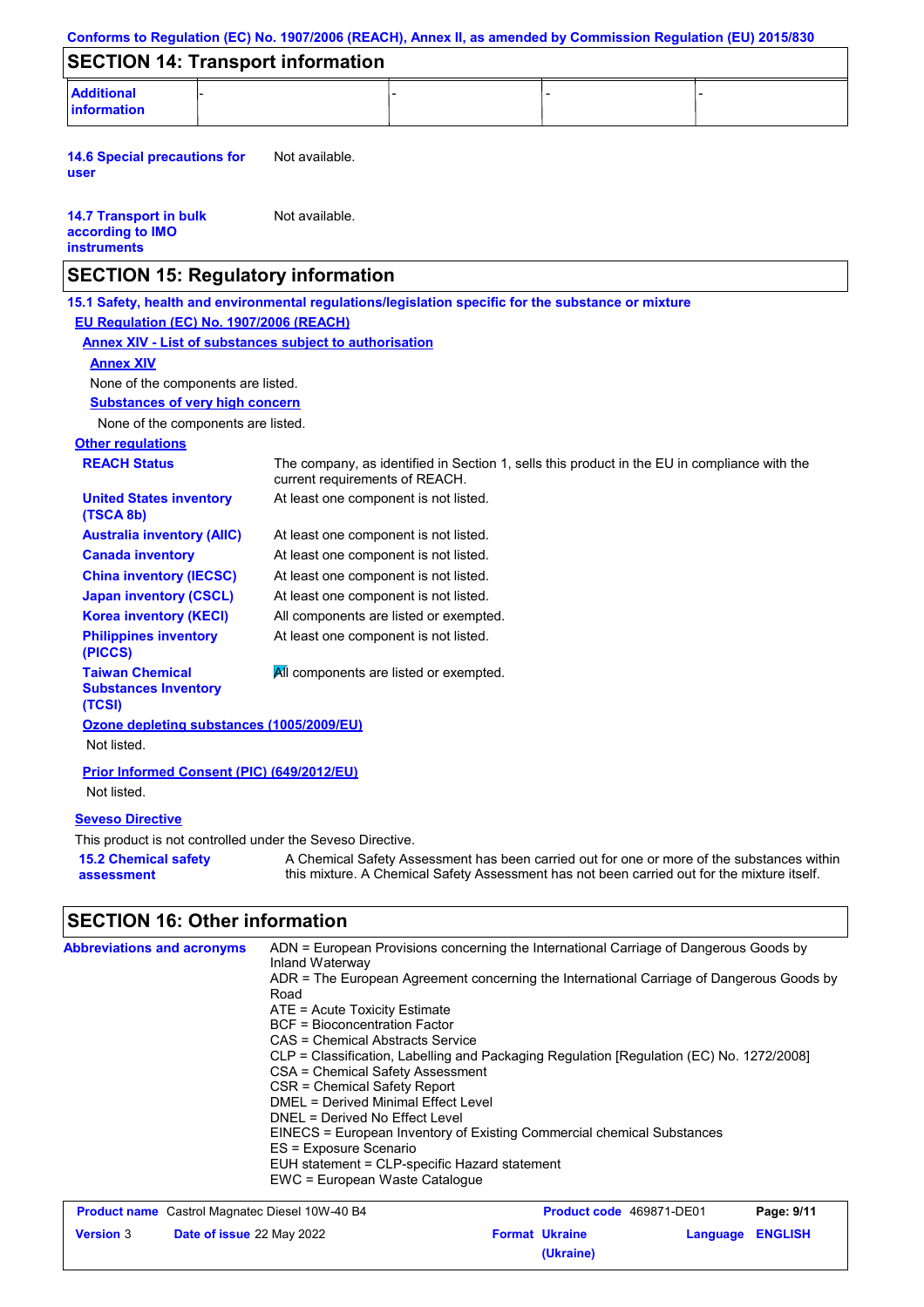## SECTION 14: Transport information

| Additional information | - | - | - | - |
|---|---|---|---|---|

**14.6 Special precautions for user** Not available.

**14.7 Transport in bulk according to IMO instruments** Not available.

## SECTION 15: Regulatory information

**15.1 Safety, health and environmental regulations/legislation specific for the substance or mixture**

**EU Regulation (EC) No. 1907/2006 (REACH)**

**Annex XIV - List of substances subject to authorisation**

**Annex XIV**

None of the components are listed.

**Substances of very high concern**

None of the components are listed.

**Other regulations**

| | |
|---|---|
| **REACH Status** | The company, as identified in Section 1, sells this product in the EU in compliance with the current requirements of REACH. |
| **United States inventory (TSCA 8b)** | At least one component is not listed. |
| **Australia inventory (AIIC)** | At least one component is not listed. |
| **Canada inventory** | At least one component is not listed. |
| **China inventory (IECSC)** | At least one component is not listed. |
| **Japan inventory (CSCL)** | At least one component is not listed. |
| **Korea inventory (KECI)** | All components are listed or exempted. |
| **Philippines inventory (PICCS)** | At least one component is not listed. |
| **Taiwan Chemical Substances Inventory (TCSI)** | All components are listed or exempted. |

**Ozone depleting substances (1005/2009/EU)**

Not listed.

**Prior Informed Consent (PIC) (649/2012/EU)**

Not listed.

**Seveso Directive**

This product is not controlled under the Seveso Directive.

**15.2 Chemical safety assessment** A Chemical Safety Assessment has been carried out for one or more of the substances within this mixture. A Chemical Safety Assessment has not been carried out for the mixture itself.

## SECTION 16: Other information

**Abbreviations and acronyms**

ADN = European Provisions concerning the International Carriage of Dangerous Goods by Inland Waterway
ADR = The European Agreement concerning the International Carriage of Dangerous Goods by Road
ATE = Acute Toxicity Estimate
BCF = Bioconcentration Factor
CAS = Chemical Abstracts Service
CLP = Classification, Labelling and Packaging Regulation [Regulation (EC) No. 1272/2008]
CSA = Chemical Safety Assessment
CSR = Chemical Safety Report
DMEL = Derived Minimal Effect Level
DNEL = Derived No Effect Level
EINECS = European Inventory of Existing Commercial chemical Substances
ES = Exposure Scenario
EUH statement = CLP-specific Hazard statement
EWC = European Waste Catalogue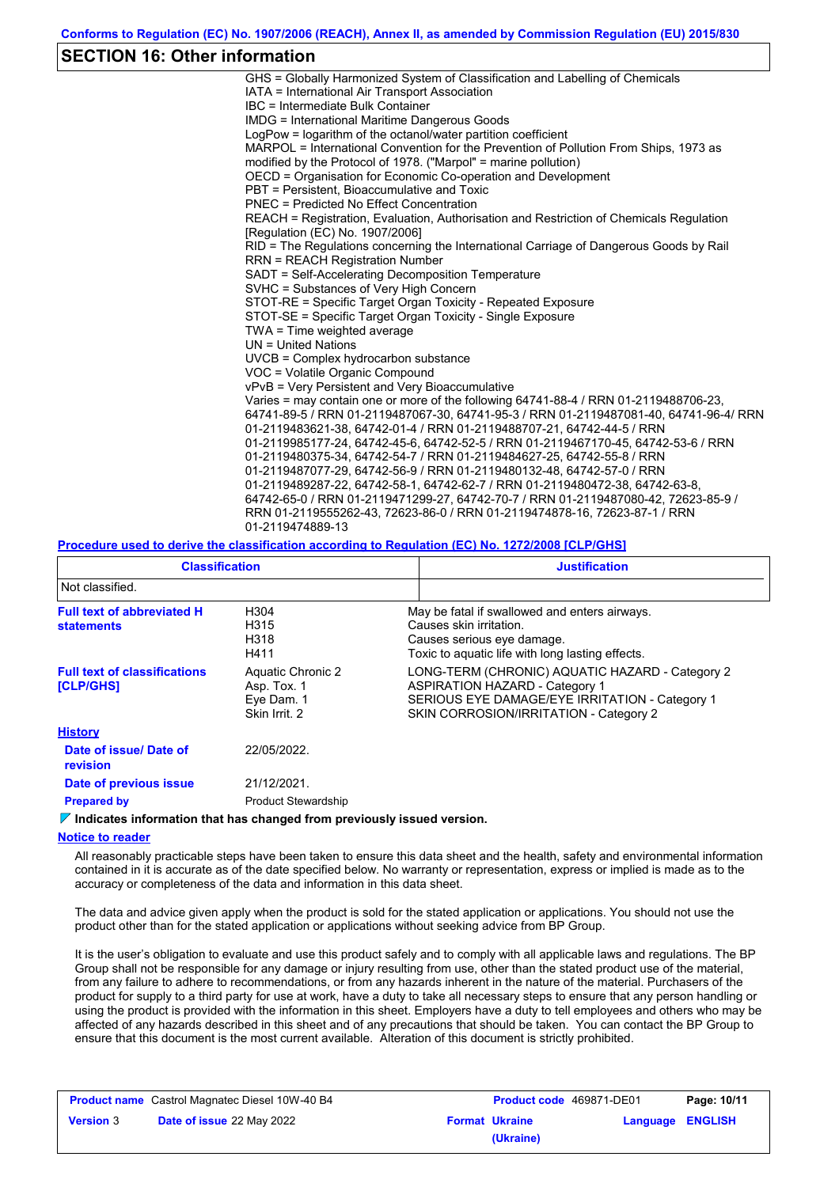## SECTION 16: Other information

GHS = Globally Harmonized System of Classification and Labelling of Chemicals
IATA = International Air Transport Association
IBC = Intermediate Bulk Container
IMDG = International Maritime Dangerous Goods
LogPow = logarithm of the octanol/water partition coefficient
MARPOL = International Convention for the Prevention of Pollution From Ships, 1973 as modified by the Protocol of 1978. ("Marpol" = marine pollution)
OECD = Organisation for Economic Co-operation and Development
PBT = Persistent, Bioaccumulative and Toxic
PNEC = Predicted No Effect Concentration
REACH = Registration, Evaluation, Authorisation and Restriction of Chemicals Regulation [Regulation (EC) No. 1907/2006]
RID = The Regulations concerning the International Carriage of Dangerous Goods by Rail
RRN = REACH Registration Number
SADT = Self-Accelerating Decomposition Temperature
SVHC = Substances of Very High Concern
STOT-RE = Specific Target Organ Toxicity - Repeated Exposure
STOT-SE = Specific Target Organ Toxicity - Single Exposure
TWA = Time weighted average
UN = United Nations
UVCB = Complex hydrocarbon substance
VOC = Volatile Organic Compound
vPvB = Very Persistent and Very Bioaccumulative
Varies = may contain one or more of the following 64741-88-4 / RRN 01-2119488706-23, 64741-89-5 / RRN 01-2119487067-30, 64741-95-3 / RRN 01-2119487081-40, 64741-96-4/ RRN 01-2119483621-38, 64742-01-4 / RRN 01-2119488707-21, 64742-44-5 / RRN 01-2119985177-24, 64742-45-6, 64742-52-5 / RRN 01-2119467170-45, 64742-53-6 / RRN 01-2119480375-34, 64742-54-7 / RRN 01-2119484627-25, 64742-55-8 / RRN 01-2119487077-29, 64742-56-9 / RRN 01-2119480132-48, 64742-57-0 / RRN 01-2119489287-22, 64742-58-1, 64742-62-7 / RRN 01-2119480472-38, 64742-63-8, 64742-65-0 / RRN 01-2119471299-27, 64742-70-7 / RRN 01-2119487080-42, 72623-85-9 / RRN 01-2119555262-43, 72623-86-0 / RRN 01-2119474878-16, 72623-87-1 / RRN 01-2119474889-13

**Procedure used to derive the classification according to Regulation (EC) No. 1272/2008 [CLP/GHS]**

| Classification | Justification |
|---|---|
| Not classified. | |

**Full text of abbreviated H statements**

| | |
|---|---|
| H304 | May be fatal if swallowed and enters airways. |
| H315 | Causes skin irritation. |
| H318 | Causes serious eye damage. |
| H411 | Toxic to aquatic life with long lasting effects. |

**Full text of classifications [CLP/GHS]**

| | |
|---|---|
| Aquatic Chronic 2 | LONG-TERM (CHRONIC) AQUATIC HAZARD - Category 2 |
| Asp. Tox. 1 | ASPIRATION HAZARD - Category 1 |
| Eye Dam. 1 | SERIOUS EYE DAMAGE/EYE IRRITATION - Category 1 |
| Skin Irrit. 2 | SKIN CORROSION/IRRITATION - Category 2 |

**History**

**Date of issue/ Date of revision**: 22/05/2022.

**Date of previous issue**: 21/12/2021.

**Prepared by**: Product Stewardship

**Indicates information that has changed from previously issued version.**

**Notice to reader**

All reasonably practicable steps have been taken to ensure this data sheet and the health, safety and environmental information contained in it is accurate as of the date specified below. No warranty or representation, express or implied is made as to the accuracy or completeness of the data and information in this data sheet.

The data and advice given apply when the product is sold for the stated application or applications. You should not use the product other than for the stated application or applications without seeking advice from BP Group.

It is the user's obligation to evaluate and use this product safely and to comply with all applicable laws and regulations. The BP Group shall not be responsible for any damage or injury resulting from use, other than the stated product use of the material, from any failure to adhere to recommendations, or from any hazards inherent in the nature of the material. Purchasers of the product for supply to a third party for use at work, have a duty to take all necessary steps to ensure that any person handling or using the product is provided with the information in this sheet. Employers have a duty to tell employees and others who may be affected of any hazards described in this sheet and of any precautions that should be taken. You can contact the BP Group to ensure that this document is the most current available. Alteration of this document is strictly prohibited.